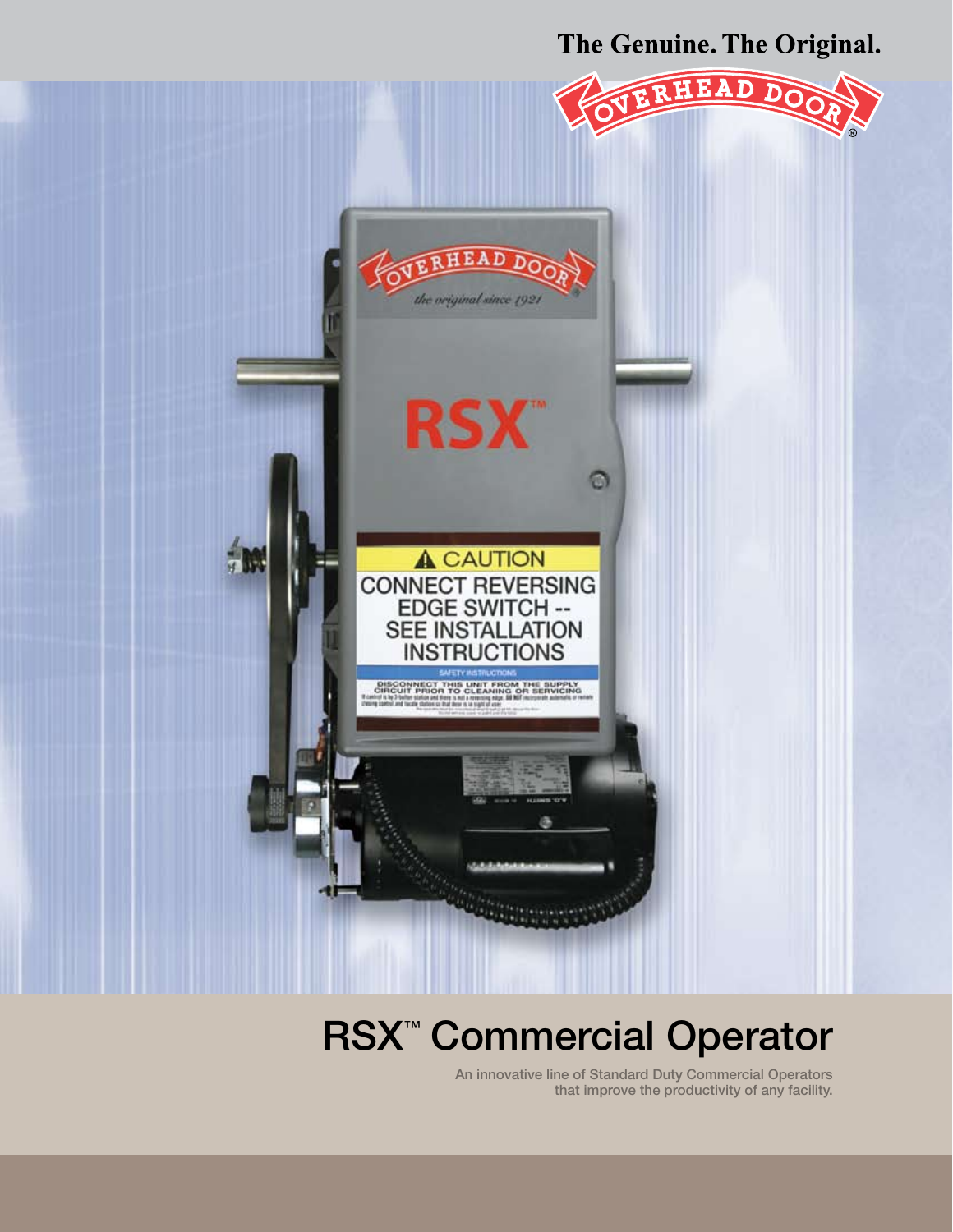The Genuine. The Original.

OVERHEAD DOOR®

# RSX™ Commercial Operator

An innovative line of Standard Duty Commercial Operators that improve the productivity of any facility.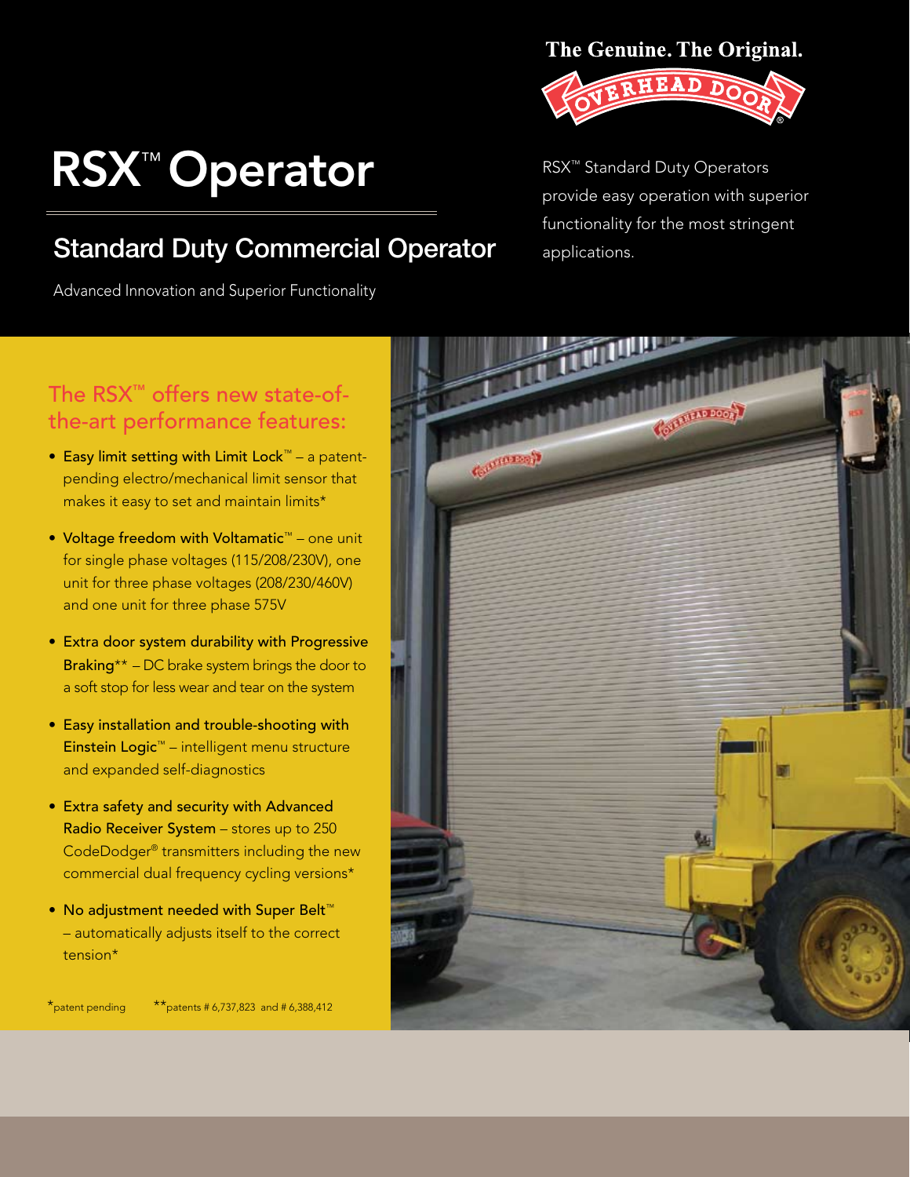The Genuine. The Original.

# RSX™ Operator

## Standard Duty Commercial Operator

Advanced Innovation and Superior Functionality

RSX™ Standard Duty Operators provide easy operation with superior functionality for the most stringent applications.

### The RSX™ offers new state-of-the-art performance features:

- **Easy limit setting with Limit Lock™** – a patent-pending electro/mechanical limit sensor that makes it easy to set and maintain limits*
- **Voltage freedom with Voltamatic™** – one unit for single phase voltages (115/208/230V), one unit for three phase voltages (208/230/460V) and one unit for three phase 575V
- **Extra door system durability with Progressive Braking**** – DC brake system brings the door to a soft stop for less wear and tear on the system
- **Easy installation and trouble-shooting with Einstein Logic™** – intelligent menu structure and expanded self-diagnostics
- **Extra safety and security with Advanced Radio Receiver System** – stores up to 250 CodeDodger® transmitters including the new commercial dual frequency cycling versions*
- **No adjustment needed with Super Belt™** – automatically adjusts itself to the correct tension*

*patent pending **patents # 6,737,823 and # 6,388,412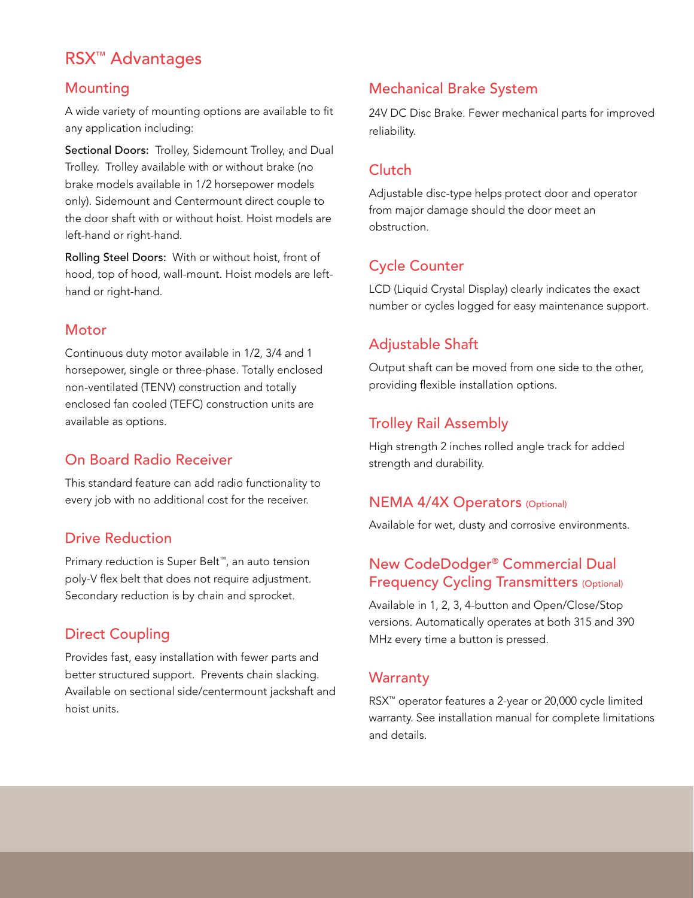# RSX™ Advantages

## Mounting

A wide variety of mounting options are available to fit any application including:

**Sectional Doors:** Trolley, Sidemount Trolley, and Dual Trolley. Trolley available with or without brake (no brake models available in 1/2 horsepower models only). Sidemount and Centermount direct couple to the door shaft with or without hoist. Hoist models are left-hand or right-hand.

**Rolling Steel Doors:** With or without hoist, front of hood, top of hood, wall-mount. Hoist models are left-hand or right-hand.

## Motor

Continuous duty motor available in 1/2, 3/4 and 1 horsepower, single or three-phase. Totally enclosed non-ventilated (TENV) construction and totally enclosed fan cooled (TEFC) construction units are available as options.

## On Board Radio Receiver

This standard feature can add radio functionality to every job with no additional cost for the receiver.

## Drive Reduction

Primary reduction is Super Belt™, an auto tension poly-V flex belt that does not require adjustment. Secondary reduction is by chain and sprocket.

## Direct Coupling

Provides fast, easy installation with fewer parts and better structured support. Prevents chain slacking. Available on sectional side/centermount jackshaft and hoist units.

## Mechanical Brake System

24V DC Disc Brake. Fewer mechanical parts for improved reliability.

## Clutch

Adjustable disc-type helps protect door and operator from major damage should the door meet an obstruction.

## Cycle Counter

LCD (Liquid Crystal Display) clearly indicates the exact number or cycles logged for easy maintenance support.

## Adjustable Shaft

Output shaft can be moved from one side to the other, providing flexible installation options.

## Trolley Rail Assembly

High strength 2 inches rolled angle track for added strength and durability.

## NEMA 4/4X Operators (Optional)

Available for wet, dusty and corrosive environments.

## New CodeDodger® Commercial Dual Frequency Cycling Transmitters (Optional)

Available in 1, 2, 3, 4-button and Open/Close/Stop versions. Automatically operates at both 315 and 390 MHz every time a button is pressed.

## Warranty

RSX™ operator features a 2-year or 20,000 cycle limited warranty. See installation manual for complete limitations and details.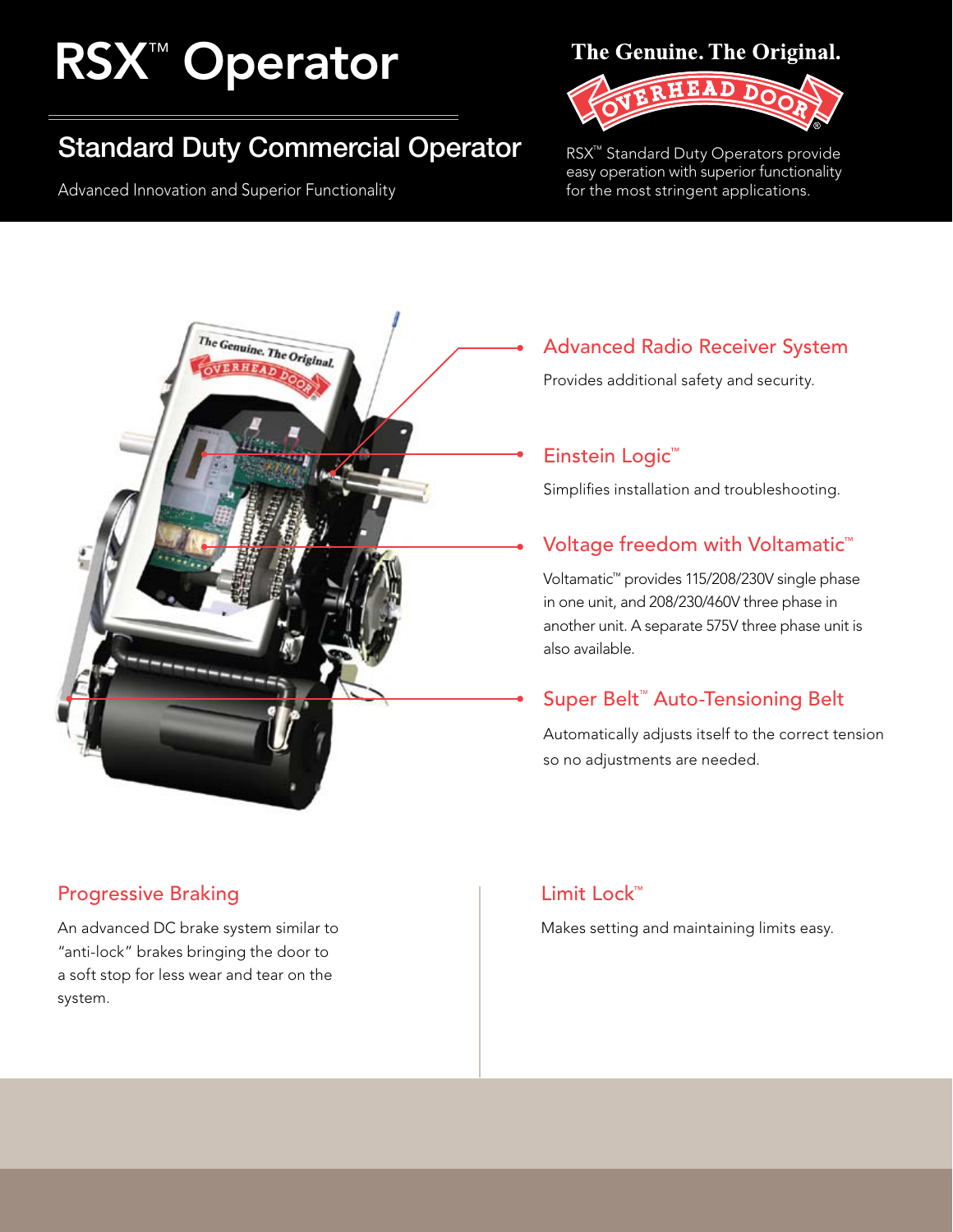# RSX™ Operator

## Standard Duty Commercial Operator

Advanced Innovation and Superior Functionality

The Genuine. The Original.

RSX™ Standard Duty Operators provide easy operation with superior functionality for the most stringent applications.

### Advanced Radio Receiver System

Provides additional safety and security.

### Einstein Logic™

Simplifies installation and troubleshooting.

### Voltage freedom with Voltamatic™

Voltamatic™ provides 115/208/230V single phase in one unit, and 208/230/460V three phase in another unit. A separate 575V three phase unit is also available.

### Super Belt™ Auto-Tensioning Belt

Automatically adjusts itself to the correct tension so no adjustments are needed.

### Progressive Braking

An advanced DC brake system similar to "anti-lock" brakes bringing the door to a soft stop for less wear and tear on the system.

### Limit Lock™

Makes setting and maintaining limits easy.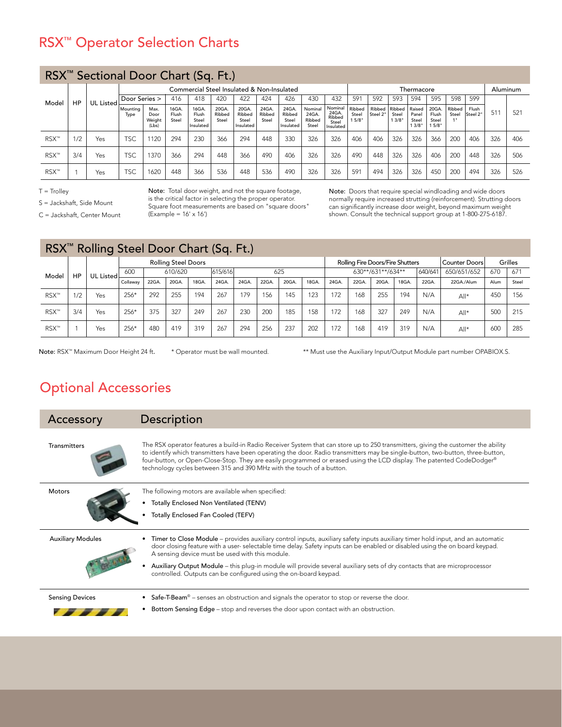# RSX™ Operator Selection Charts

## RSX™ Sectional Door Chart (Sq. Ft.)

| Model | HP | UL Listed | Commercial Steel Insulated & Non-Insulated | | | | | | | | | | | | Thermacore | | | | | | | | Aluminum | |
|---|---|---|---|---|---|---|---|---|---|---|---|---|---|---|---|---|---|---|---|---|---|---|---|---|
| | | | Door Series > | | 416 | 418 | 420 | 422 | 424 | 426 | 430 | 432 | 591 | 592 | 593 | 594 | 595 | 598 | 599 | | | | 511 | 521 |
| | | | Mounting Type | Max. Door Weight (Lbs) | 16GA. Flush Steel | 16GA. Flush Steel Insulated | 20GA. Ribbed Steel | 20GA. Ribbed Steel Insulated | 24GA. Ribbed Steel | 24GA. Ribbed Steel Insulated | Nominal 24GA. Ribbed Steel | Nominal 24GA. Ribbed Steel Insulated | Ribbed Steel 1 5/8" | Ribbed Steel 2" | Ribbed Steel 1 3/8" | Raised Panel Steel 1 3/8" | 20GA. Flush Steel 1 5/8" | Ribbed Steel 1" | Flush Steel 2" | | | | | |
| RSX™ | 1/2 | Yes | TSC | 1120 | 294 | 230 | 366 | 294 | 448 | 330 | 326 | 326 | 406 | 406 | 326 | 326 | 366 | 200 | 406 | | | | 326 | 406 |
| RSX™ | 3/4 | Yes | TSC | 1370 | 366 | 294 | 448 | 366 | 490 | 406 | 326 | 326 | 490 | 448 | 326 | 326 | 406 | 200 | 448 | | | | 326 | 506 |
| RSX™ | 1 | Yes | TSC | 1620 | 448 | 366 | 536 | 448 | 536 | 490 | 326 | 326 | 591 | 494 | 326 | 326 | 450 | 200 | 494 | | | | 326 | 526 |

T = Trolley
S = Jackshaft, Side Mount
C = Jackshaft, Center Mount

**Note:** Total door weight, and not the square footage, is the critical factor in selecting the proper operator. Square foot measurements are based on "square doors" (Example = 16' x 16')

**Note:** Doors that require special windloading and wide doors normally require increased strutting (reinforcement). Strutting doors can significantly increase door weight, beyond maximum weight shown. Consult the technical support group at 1-800-275-6187.

## RSX™ Rolling Steel Door Chart (Sq. Ft.)

| Model | HP | UL Listed | Rolling Steel Doors | | | | | | | | | | Rolling Fire Doors/Fire Shutters | | | | | Counter Doors | Grilles | |
|---|---|---|---|---|---|---|---|---|---|---|---|---|---|---|---|---|---|---|---|---|
| | | | 600 | 610/620 | | | 615/616 | 625 | | | | | 630**/631**/634** | | | | 640/641 | 650/651/652 | 670 | 671 |
| | | | Collaway | 22GA. | 20GA. | 18GA. | 24GA. | 24GA. | 22GA. | 20GA. | 18GA. | | 24GA. | 22GA. | 20GA. | 18GA. | 22GA. | 22GA./Alum | Alum | Steel |
| RSX™ | 1/2 | Yes | 256* | 292 | 255 | 194 | 267 | 179 | 156 | 145 | 123 | | 172 | 168 | 255 | 194 | N/A | All* | 450 | 156 |
| RSX™ | 3/4 | Yes | 256* | 375 | 327 | 249 | 267 | 230 | 200 | 185 | 158 | | 172 | 168 | 327 | 249 | N/A | All* | 500 | 215 |
| RSX™ | 1 | Yes | 256* | 480 | 419 | 319 | 267 | 294 | 256 | 237 | 202 | | 172 | 168 | 419 | 319 | N/A | All* | 600 | 285 |

**Note:** RSX™ Maximum Door Height 24 ft. * Operator must be wall mounted. ** Must use the Auxiliary Input/Output Module part number OPABIOX.S.

# Optional Accessories

| Accessory | Description |
|---|---|
| Transmitters | The RSX operator features a build-in Radio Receiver System that can store up to 250 transmitters, giving the customer the ability to identify which transmitters have been operating the door. Radio transmitters may be single-button, two-button, three-button, four-button, or Open-Close-Stop. They are easily programmed or erased using the LCD display. The patented CodeDodger® technology cycles between 315 and 390 MHz with the touch of a button. |
| Motors | The following motors are available when specified: <br>• Totally Enclosed Non Ventilated (TENV) <br>• Totally Enclosed Fan Cooled (TEFV) |
| Auxiliary Modules | • Timer to Close Module – provides auxiliary control inputs, auxiliary safety inputs auxiliary timer hold input, and an automatic door closing feature with a user- selectable time delay. Safety inputs can be enabled or disabled using the on board keypad. A sensing device must be used with this module. <br>• Auxiliary Output Module – this plug-in module will provide several auxiliary sets of dry contacts that are microprocessor controlled. Outputs can be configured using the on-board keypad. |
| Sensing Devices | • Safe-T-Beam® – senses an obstruction and signals the operator to stop or reverse the door. <br>• Bottom Sensing Edge – stop and reverses the door upon contact with an obstruction. |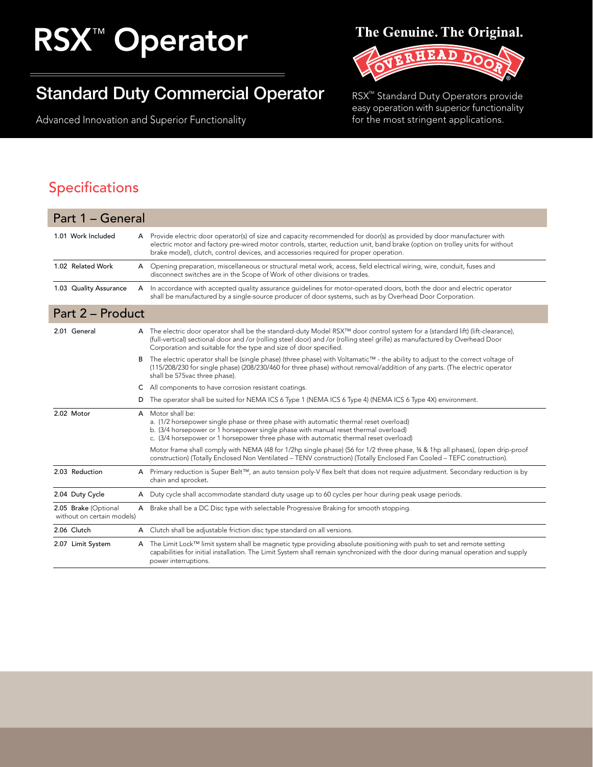# RSX™ Operator

## Standard Duty Commercial Operator

Advanced Innovation and Superior Functionality

The Genuine. The Original.

OVERHEAD DOOR®

RSX™ Standard Duty Operators provide easy operation with superior functionality for the most stringent applications.

## Specifications

### Part 1 – General

| | | |
|---|---|---|
| 1.01 Work Included | A | Provide electric door operator(s) of size and capacity recommended for door(s) as provided by door manufacturer with electric motor and factory pre-wired motor controls, starter, reduction unit, band brake (option on trolley units for without brake model), clutch, control devices, and accessories required for proper operation. |
| 1.02 Related Work | A | Opening preparation, miscellaneous or structural metal work, access, field electrical wiring, wire, conduit, fuses and disconnect switches are in the Scope of Work of other divisions or trades. |
| 1.03 Quality Assurance | A | In accordance with accepted quality assurance guidelines for motor-operated doors, both the door and electric operator shall be manufactured by a single-source producer of door systems, such as by Overhead Door Corporation. |

### Part 2 – Product

| | | |
|---|---|---|
| 2.01 General | A | The electric door operator shall be the standard-duty Model RSX™ door control system for a (standard lift) (lift-clearance), (full-vertical) sectional door and /or (rolling steel door) and /or (rolling steel grille) as manufactured by Overhead Door Corporation and suitable for the type and size of door specified. |
| | B | The electric operator shall be (single phase) (three phase) with Voltamatic™ - the ability to adjust to the correct voltage of (115/208/230 for single phase) (208/230/460 for three phase) without removal/addition of any parts. (The electric operator shall be 575vac three phase). |
| | C | All components to have corrosion resistant coatings. |
| | D | The operator shall be suited for NEMA ICS 6 Type 1 (NEMA ICS 6 Type 4) (NEMA ICS 6 Type 4X) environment. |
| 2.02 Motor | A | Motor shall be:<br>a. (1/2 horsepower single phase or three phase with automatic thermal reset overload)<br>b. (3/4 horsepower or 1 horsepower single phase with manual reset thermal overload)<br>c. (3/4 horsepower or 1 horsepower three phase with automatic thermal reset overload)<br><br>Motor frame shall comply with NEMA (48 for 1/2hp single phase) (56 for 1/2 three phase, ¾ & 1hp all phases), (open drip-proof construction) (Totally Enclosed Non Ventilated – TENV construction) (Totally Enclosed Fan Cooled – TEFC construction). |
| 2.03 Reduction | A | Primary reduction is Super Belt™, an auto tension poly-V flex belt that does not require adjustment. Secondary reduction is by chain and sprocket. |
| 2.04 Duty Cycle | A | Duty cycle shall accommodate standard duty usage up to 60 cycles per hour during peak usage periods. |
| 2.05 Brake (Optional without on certain models) | A | Brake shall be a DC Disc type with selectable Progressive Braking for smooth stopping. |
| 2.06 Clutch | A | Clutch shall be adjustable friction disc type standard on all versions. |
| 2.07 Limit System | A | The Limit Lock™ limit system shall be magnetic type providing absolute positioning with push to set and remote setting capabilities for initial installation. The Limit System shall remain synchronized with the door during manual operation and supply power interruptions. |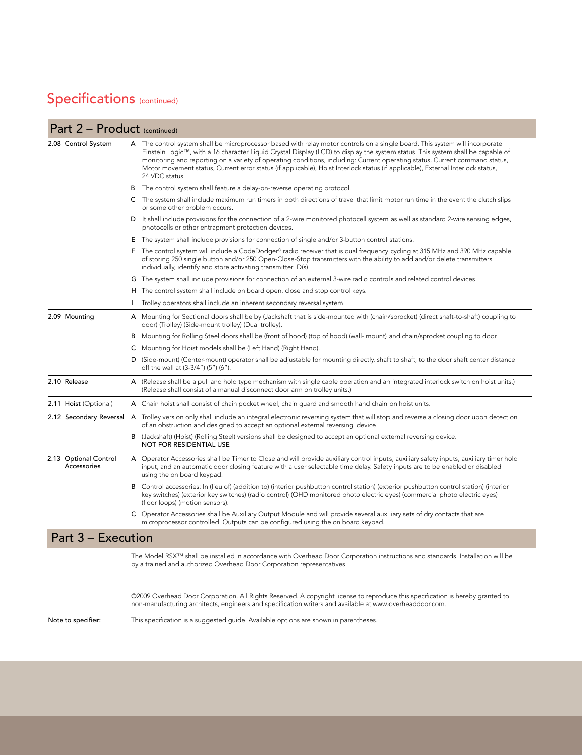# Specifications (continued)

## Part 2 – Product (continued)

### 2.08 Control System

A The control system shall be microprocessor based with relay motor controls on a single board. This system will incorporate Einstein Logic™, with a 16 character Liquid Crystal Display (LCD) to display the system status. This system shall be capable of monitoring and reporting on a variety of operating conditions, including: Current operating status, Current command status, Motor movement status, Current error status (if applicable), Hoist Interlock status (if applicable), External Interlock status, 24 VDC status.

B The control system shall feature a delay-on-reverse operating protocol.

C The system shall include maximum run timers in both directions of travel that limit motor run time in the event the clutch slips or some other problem occurs.

D It shall include provisions for the connection of a 2-wire monitored photocell system as well as standard 2-wire sensing edges, photocells or other entrapment protection devices.

E The system shall include provisions for connection of single and/or 3-button control stations.

F The control system will include a CodeDodger® radio receiver that is dual frequency cycling at 315 MHz and 390 MHz capable of storing 250 single button and/or 250 Open-Close-Stop transmitters with the ability to add and/or delete transmitters individually, identify and store activating transmitter ID(s).

G The system shall include provisions for connection of an external 3-wire radio controls and related control devices.

H The control system shall include on board open, close and stop control keys.

I Trolley operators shall include an inherent secondary reversal system.

### 2.09 Mounting

A Mounting for Sectional doors shall be by (Jackshaft that is side-mounted with (chain/sprocket) (direct shaft-to-shaft) coupling to door) (Trolley) (Side-mount trolley) (Dual trolley).

B Mounting for Rolling Steel doors shall be (front of hood) (top of hood) (wall- mount) and chain/sprocket coupling to door.

C Mounting for Hoist models shall be (Left Hand) (Right Hand).

D (Side-mount) (Center-mount) operator shall be adjustable for mounting directly, shaft to shaft, to the door shaft center distance off the wall at (3-3/4") (5") (6").

### 2.10 Release

A (Release shall be a pull and hold type mechanism with single cable operation and an integrated interlock switch on hoist units.) (Release shall consist of a manual disconnect door arm on trolley units.)

### 2.11 Hoist (Optional)

A Chain hoist shall consist of chain pocket wheel, chain guard and smooth hand chain on hoist units.

### 2.12 Secondary Reversal

A Trolley version only shall include an integral electronic reversing system that will stop and reverse a closing door upon detection of an obstruction and designed to accept an optional external reversing device.

B (Jackshaft) (Hoist) (Rolling Steel) versions shall be designed to accept an optional external reversing device.
NOT FOR RESIDENTIAL USE

### 2.13 Optional Control Accessories

A Operator Accessories shall be Timer to Close and will provide auxiliary control inputs, auxiliary safety inputs, auxiliary timer hold input, and an automatic door closing feature with a user selectable time delay. Safety inputs are to be enabled or disabled using the on board keypad.

B Control accessories: In (lieu of) (addition to) (interior pushbutton control station) (exterior pushbutton control station) (interior key switches) (exterior key switches) (radio control) (OHD monitored photo electric eyes) (commercial photo electric eyes) (floor loops) (motion sensors).

C Operator Accessories shall be Auxiliary Output Module and will provide several auxiliary sets of dry contacts that are microprocessor controlled. Outputs can be configured using the on board keypad.

## Part 3 – Execution

The Model RSX™ shall be installed in accordance with Overhead Door Corporation instructions and standards. Installation will be by a trained and authorized Overhead Door Corporation representatives.

©2009 Overhead Door Corporation. All Rights Reserved. A copyright license to reproduce this specification is hereby granted to non-manufacturing architects, engineers and specification writers and available at www.overheaddoor.com.

Note to specifier: This specification is a suggested guide. Available options are shown in parentheses.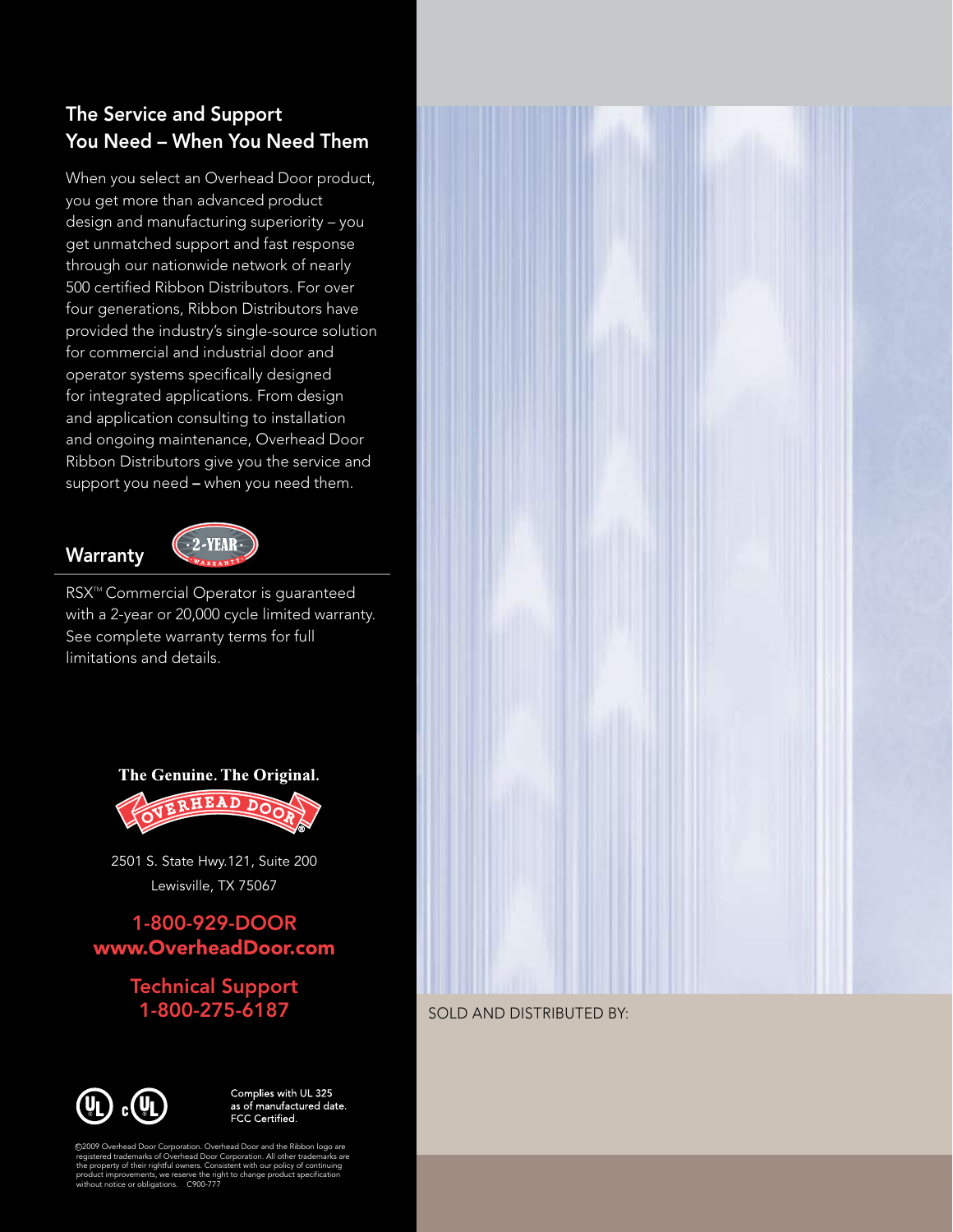## The Service and Support You Need – When You Need Them

When you select an Overhead Door product, you get more than advanced product design and manufacturing superiority – you get unmatched support and fast response through our nationwide network of nearly 500 certified Ribbon Distributors. For over four generations, Ribbon Distributors have provided the industry's single-source solution for commercial and industrial door and operator systems specifically designed for integrated applications. From design and application consulting to installation and ongoing maintenance, Overhead Door Ribbon Distributors give you the service and support you need – when you need them.

## Warranty

2-YEAR WARRANTY

RSX™ Commercial Operator is guaranteed with a 2-year or 20,000 cycle limited warranty. See complete warranty terms for full limitations and details.

**The Genuine. The Original.**

OVERHEAD DOOR®

2501 S. State Hwy.121, Suite 200
Lewisville, TX 75067

**1-800-929-DOOR**
**www.OverheadDoor.com**

**Technical Support**
**1-800-275-6187**

Complies with UL 325 as of manufactured date. FCC Certified.

©2009 Overhead Door Corporation. Overhead Door and the Ribbon logo are registered trademarks of Overhead Door Corporation. All other trademarks are the property of their rightful owners. Consistent with our policy of continuing product improvements, we reserve the right to change product specification without notice or obligations. C900-777

SOLD AND DISTRIBUTED BY: